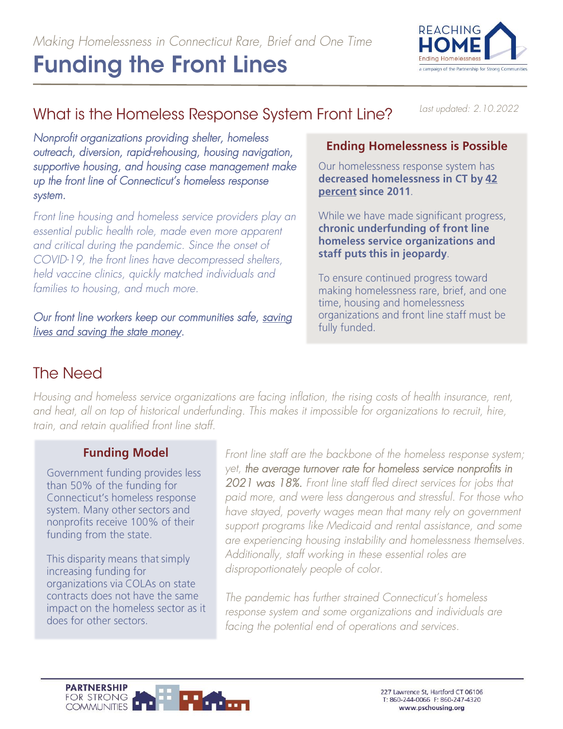*Making Homelessness in Connecticut Rare, Brief and One Time*

# Funding the Front Lines

REACHING HOME
Ending Homelessness
a campaign of the Partnership for Strong Communities

## What is the Homeless Response System Front Line?

*Last updated: 2.10.2022*

*Nonprofit organizations providing shelter, homeless outreach, diversion, rapid-rehousing, housing navigation, supportive housing, and housing case management make up the front line of Connecticut's homeless response system.*

*Front line housing and homeless service providers play an essential public health role, made even more apparent and critical during the pandemic. Since the onset of COVID-19, the front lines have decompressed shelters, held vaccine clinics, quickly matched individuals and families to housing, and much more.*

*Our front line workers keep our communities safe, saving lives and saving the state money.*

### Ending Homelessness is Possible

Our homelessness response system has **decreased homelessness in CT by 42 percent since 2011**.

While we have made significant progress, **chronic underfunding of front line homeless service organizations and staff puts this in jeopardy**.

To ensure continued progress toward making homelessness rare, brief, and one time, housing and homelessness organizations and front line staff must be fully funded.

## The Need

*Housing and homeless service organizations are facing inflation, the rising costs of health insurance, rent, and heat, all on top of historical underfunding. This makes it impossible for organizations to recruit, hire, train, and retain qualified front line staff.*

### Funding Model

Government funding provides less than 50% of the funding for Connecticut's homeless response system. Many other sectors and nonprofits receive 100% of their funding from the state.

This disparity means that simply increasing funding for organizations via COLAs on state contracts does not have the same impact on the homeless sector as it does for other sectors.

*Front line staff are the backbone of the homeless response system; yet, the average turnover rate for homeless service nonprofits in 2021 was 18%. Front line staff fled direct services for jobs that paid more, and were less dangerous and stressful. For those who have stayed, poverty wages mean that many rely on government support programs like Medicaid and rental assistance, and some are experiencing housing instability and homelessness themselves. Additionally, staff working in these essential roles are disproportionately people of color.*

*The pandemic has further strained Connecticut's homeless response system and some organizations and individuals are facing the potential end of operations and services.*

PARTNERSHIP FOR STRONG COMMUNITIES

227 Lawrence St, Hartford CT 06106
T: 860-244-0066 F: 860-247-4320
www.pschousing.org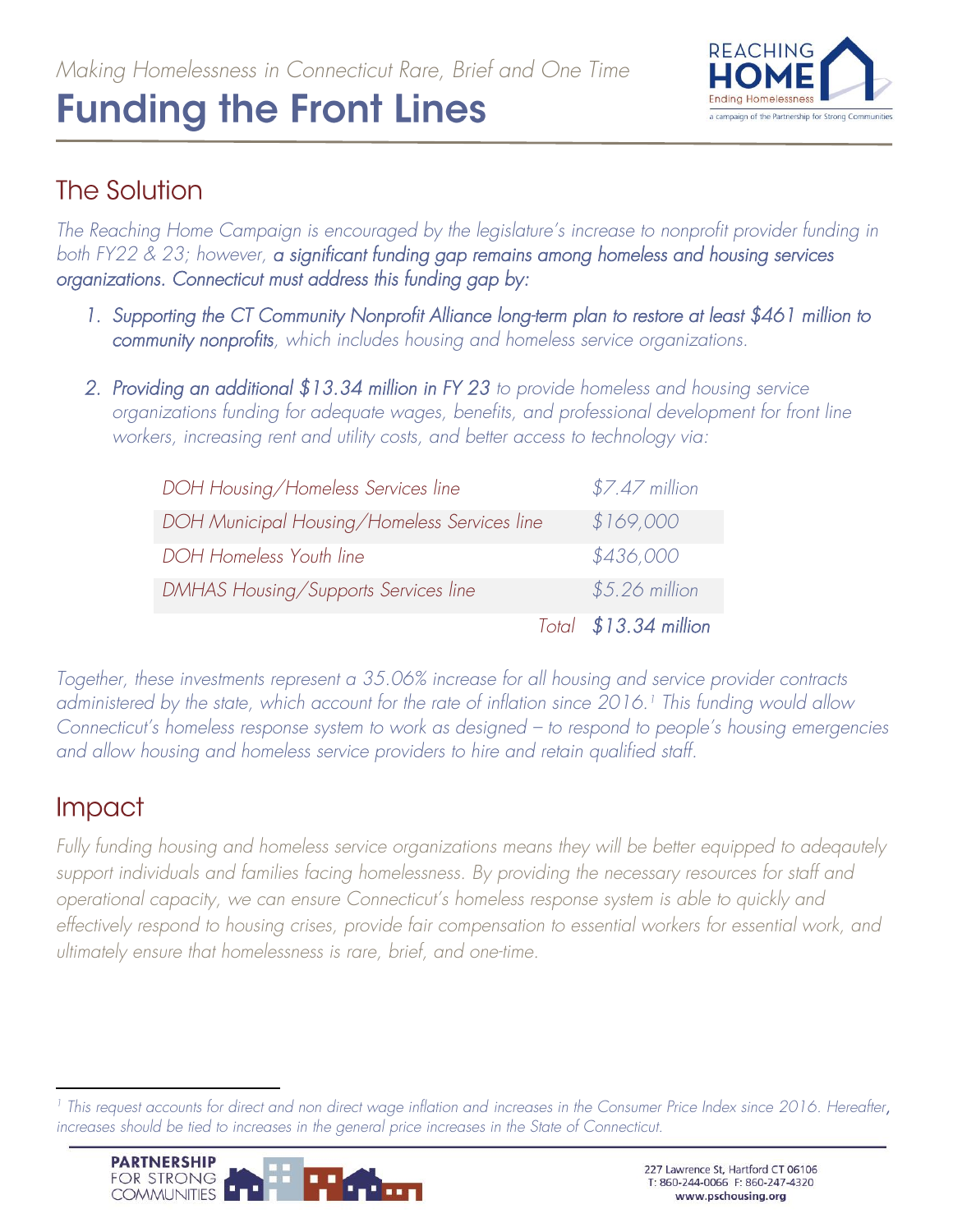*Making Homelessness in Connecticut Rare, Brief and One Time*

# Funding the Front Lines

## The Solution

*The Reaching Home Campaign is encouraged by the legislature's increase to nonprofit provider funding in both FY22 & 23; however, **a significant funding gap remains among homeless and housing services organizations. Connecticut must address this funding gap by:***

1. ***Supporting the CT Community Nonprofit Alliance long-term plan to restore at least $461 million to community nonprofits**, which includes housing and homeless service organizations.*
2. ***Providing an additional $13.34 million in FY 23** to provide homeless and housing service organizations funding for adequate wages, benefits, and professional development for front line workers, increasing rent and utility costs, and better access to technology via:*

| | |
|---|---|
| *DOH Housing/Homeless Services line* | *$7.47 million* |
| *DOH Municipal Housing/Homeless Services line* | *$169,000* |
| *DOH Homeless Youth line* | *$436,000* |
| *DMHAS Housing/Supports Services line* | *$5.26 million* |
| *Total* | ***$13.34 million*** |

*Together, these investments represent a 35.06% increase for all housing and service provider contracts administered by the state, which account for the rate of inflation since 2016.[1] This funding would allow Connecticut's homeless response system to work as designed – to respond to people's housing emergencies and allow housing and homeless service providers to hire and retain qualified staff.*

## Impact

*Fully funding housing and homeless service organizations means they will be better equipped to adeqautely support individuals and families facing homelessness. By providing the necessary resources for staff and operational capacity, we can ensure Connecticut's homeless response system is able to quickly and effectively respond to housing crises, provide fair compensation to essential workers for essential work, and ultimately ensure that homelessness is rare, brief, and one-time.*

---

[1] *This request accounts for direct and non direct wage inflation and increases in the Consumer Price Index since 2016. Hereafter, increases should be tied to increases in the general price increases in the State of Connecticut.*

PARTNERSHIP FOR STRONG COMMUNITIES

227 Lawrence St, Hartford CT 06106
T: 860-244-0066 F: 860-247-4320
www.pschousing.org